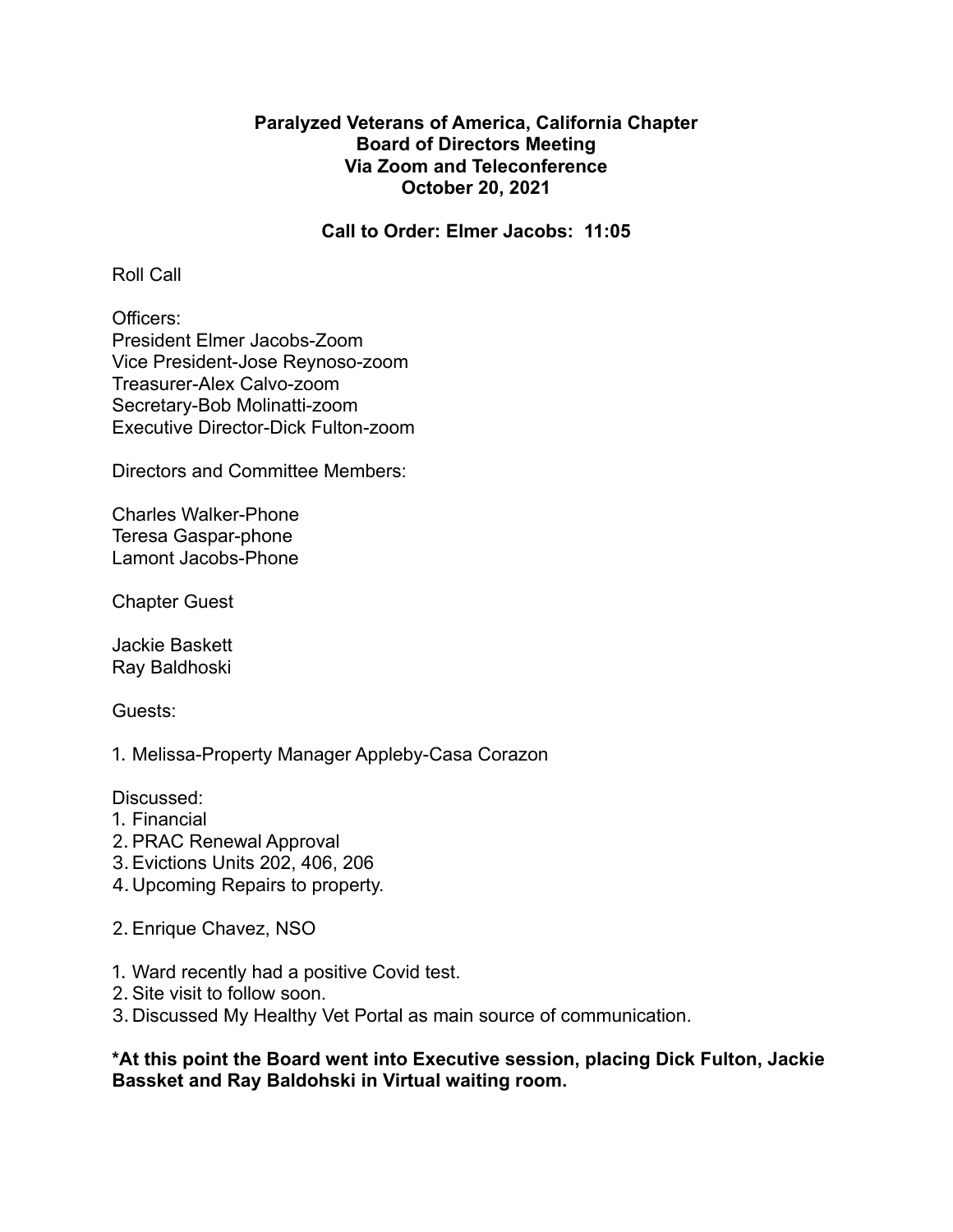**Paralyzed Veterans of America, California Chapter**
**Board of Directors Meeting**
**Via Zoom and Teleconference**
**October 20, 2021**

**Call to Order: Elmer Jacobs: 11:05**

Roll Call

Officers:
President Elmer Jacobs-Zoom
Vice President-Jose Reynoso-zoom
Treasurer-Alex Calvo-zoom
Secretary-Bob Molinatti-zoom
Executive Director-Dick Fulton-zoom

Directors and Committee Members:

Charles Walker-Phone
Teresa Gaspar-phone
Lamont Jacobs-Phone

Chapter Guest

Jackie Baskett
Ray Baldhoski

Guests:

1. Melissa-Property Manager Appleby-Casa Corazon

Discussed:
1. Financial
2. PRAC Renewal Approval
3. Evictions Units 202, 406, 206
4. Upcoming Repairs to property.

2. Enrique Chavez, NSO

1. Ward recently had a positive Covid test.
2. Site visit to follow soon.
3. Discussed My Healthy Vet Portal as main source of communication.

**\*At this point the Board went into Executive session, placing Dick Fulton, Jackie Bassket and Ray Baldohski in Virtual waiting room.**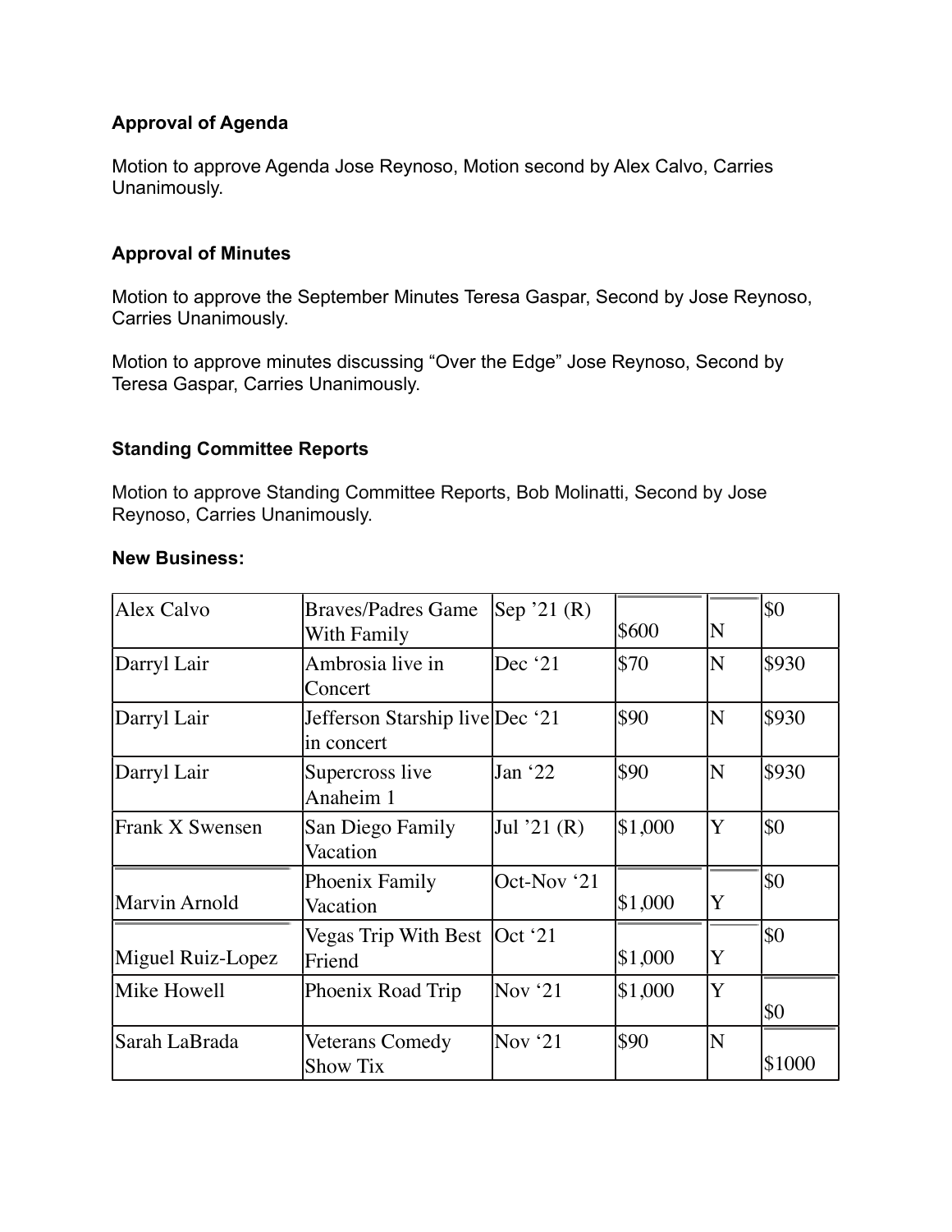**Approval of Agenda**

Motion to approve Agenda Jose Reynoso, Motion second by Alex Calvo, Carries Unanimously.

**Approval of Minutes**

Motion to approve the September Minutes Teresa Gaspar, Second by Jose Reynoso, Carries Unanimously.

Motion to approve minutes discussing “Over the Edge” Jose Reynoso, Second by Teresa Gaspar, Carries Unanimously.

**Standing Committee Reports**

Motion to approve Standing Committee Reports, Bob Molinatti, Second by Jose Reynoso, Carries Unanimously.

**New Business:**

| | | | | | |
|---|---|---|---|---|---|
| Alex Calvo | Braves/Padres Game With Family | Sep ’21 (R) | $600 | N | $0 |
| Darryl Lair | Ambrosia live in Concert | Dec ‘21 | $70 | N | $930 |
| Darryl Lair | Jefferson Starship live in concert | Dec ‘21 | $90 | N | $930 |
| Darryl Lair | Supercross live Anaheim 1 | Jan ‘22 | $90 | N | $930 |
| Frank X Swensen | San Diego Family Vacation | Jul ’21 (R) | $1,000 | Y | $0 |
| Marvin Arnold | Phoenix Family Vacation | Oct-Nov ‘21 | $1,000 | Y | $0 |
| Miguel Ruiz-Lopez | Vegas Trip With Best Friend | Oct ‘21 | $1,000 | Y | $0 |
| Mike Howell | Phoenix Road Trip | Nov ‘21 | $1,000 | Y | $0 |
| Sarah LaBrada | Veterans Comedy Show Tix | Nov ‘21 | $90 | N | $1000 |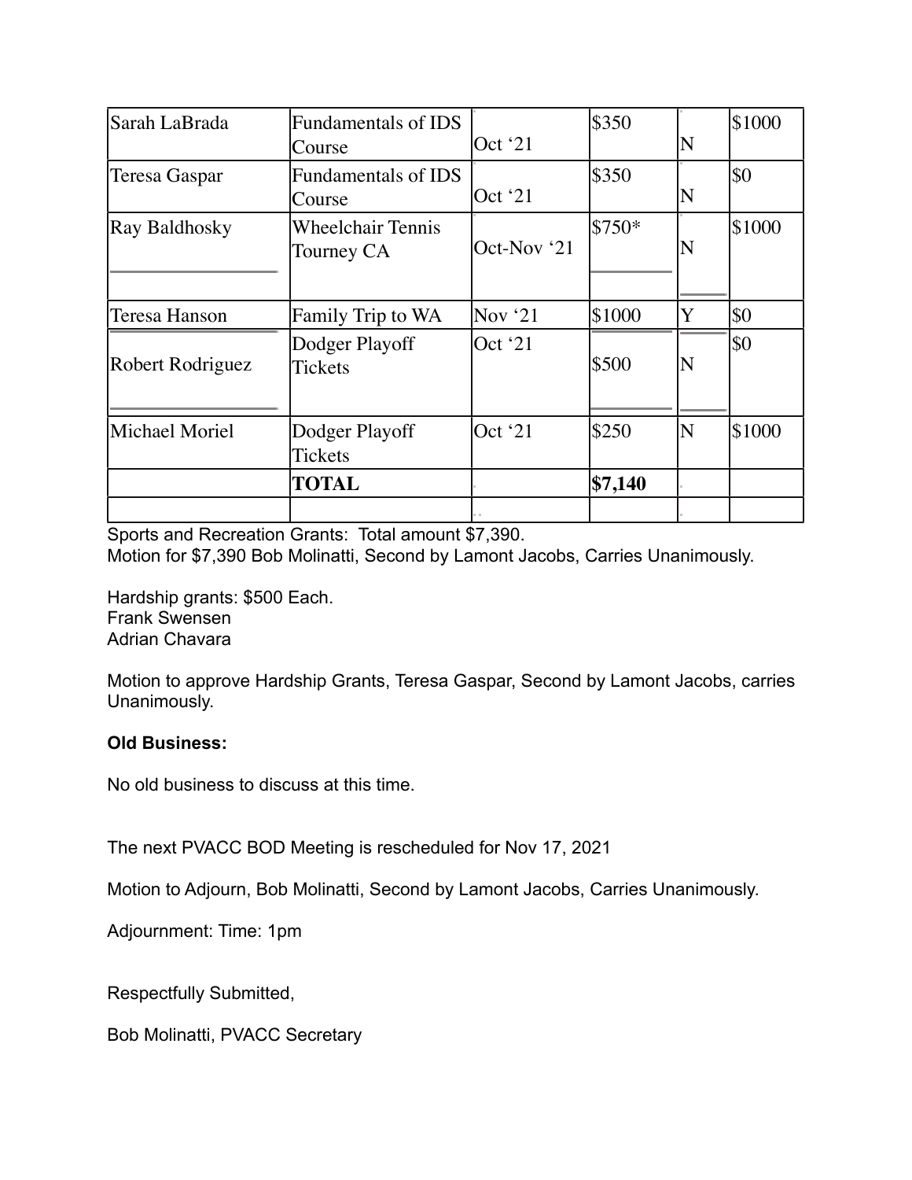| | | | | | |
|---|---|---|---|---|---|
| Sarah LaBrada | Fundamentals of IDS Course | Oct '21 | $350 | N | $1000 |
| Teresa Gaspar | Fundamentals of IDS Course | Oct '21 | $350 | N | $0 |
| Ray Baldhosky | Wheelchair Tennis Tourney CA | Oct-Nov '21 | $750* | N | $1000 |
| Teresa Hanson | Family Trip to WA | Nov '21 | $1000 | Y | $0 |
| Robert Rodriguez | Dodger Playoff Tickets | Oct '21 | $500 | N | $0 |
| Michael Moriel | Dodger Playoff Tickets | Oct '21 | $250 | N | $1000 |
| | **TOTAL** | | **$7,140** | | |
| | | | | | |

Sports and Recreation Grants: Total amount $7,390.
Motion for $7,390 Bob Molinatti, Second by Lamont Jacobs, Carries Unanimously.

Hardship grants: $500 Each.
Frank Swensen
Adrian Chavara

Motion to approve Hardship Grants, Teresa Gaspar, Second by Lamont Jacobs, carries Unanimously.

**Old Business:**

No old business to discuss at this time.

The next PVACC BOD Meeting is rescheduled for Nov 17, 2021

Motion to Adjourn, Bob Molinatti, Second by Lamont Jacobs, Carries Unanimously.

Adjournment: Time: 1pm

Respectfully Submitted,

Bob Molinatti, PVACC Secretary